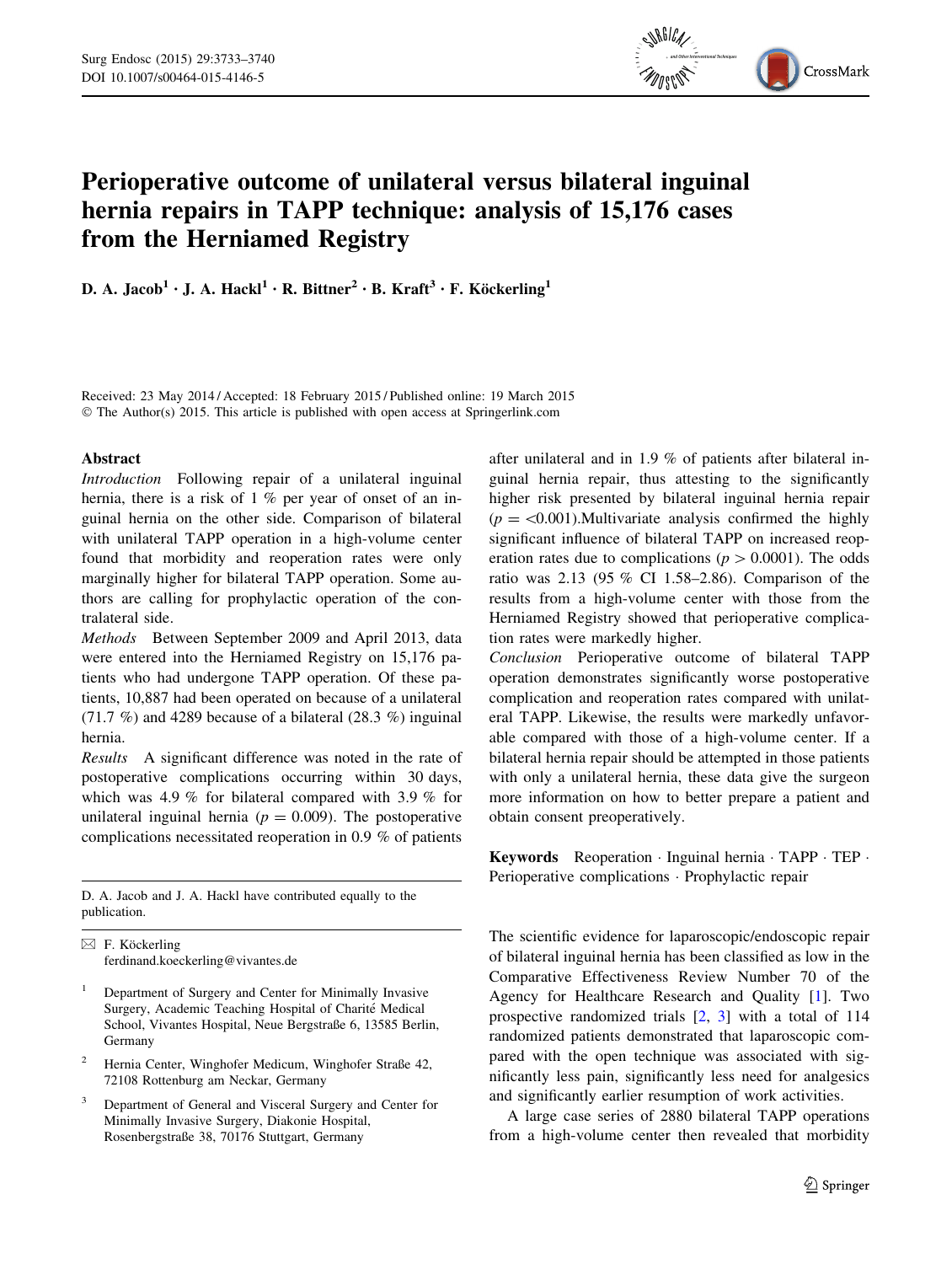# Perioperative outcome of unilateral versus bilateral inguinal hernia repairs in TAPP technique: analysis of 15,176 cases from the Herniamed Registry

**D. A. Jacob[1] · J. A. Hackl[1] · R. Bittner[2] · B. Kraft[3] · F. Köckerling[1]**

Received: 23 May 2014 / Accepted: 18 February 2015 / Published online: 19 March 2015
© The Author(s) 2015. This article is published with open access at Springerlink.com

## Abstract

*Introduction* Following repair of a unilateral inguinal hernia, there is a risk of 1 % per year of onset of an inguinal hernia on the other side. Comparison of bilateral with unilateral TAPP operation in a high-volume center found that morbidity and reoperation rates were only marginally higher for bilateral TAPP operation. Some authors are calling for prophylactic operation of the contralateral side.

*Methods* Between September 2009 and April 2013, data were entered into the Herniamed Registry on 15,176 patients who had undergone TAPP operation. Of these patients, 10,887 had been operated on because of a unilateral (71.7 %) and 4289 because of a bilateral (28.3 %) inguinal hernia.

*Results* A significant difference was noted in the rate of postoperative complications occurring within 30 days, which was 4.9 % for bilateral compared with 3.9 % for unilateral inguinal hernia ($p = 0.009$). The postoperative complications necessitated reoperation in 0.9 % of patients after unilateral and in 1.9 % of patients after bilateral inguinal hernia repair, thus attesting to the significantly higher risk presented by bilateral inguinal hernia repair ($p = <0.001$).Multivariate analysis confirmed the highly significant influence of bilateral TAPP on increased reoperation rates due to complications ($p > 0.0001$). The odds ratio was 2.13 (95 % CI 1.58–2.86). Comparison of the results from a high-volume center with those from the Herniamed Registry showed that perioperative complication rates were markedly higher.

*Conclusion* Perioperative outcome of bilateral TAPP operation demonstrates significantly worse postoperative complication and reoperation rates compared with unilateral TAPP. Likewise, the results were markedly unfavorable compared with those of a high-volume center. If a bilateral hernia repair should be attempted in those patients with only a unilateral hernia, these data give the surgeon more information on how to better prepare a patient and obtain consent preoperatively.

**Keywords** Reoperation · Inguinal hernia · TAPP · TEP · Perioperative complications · Prophylactic repair

D. A. Jacob and J. A. Hackl have contributed equally to the publication.

✉ F. Köckerling
ferdinand.koeckerling@vivantes.de

[1] Department of Surgery and Center for Minimally Invasive Surgery, Academic Teaching Hospital of Charité Medical School, Vivantes Hospital, Neue Bergstraße 6, 13585 Berlin, Germany

[2] Hernia Center, Winghofer Medicum, Winghofer Straße 42, 72108 Rottenburg am Neckar, Germany

[3] Department of General and Visceral Surgery and Center for Minimally Invasive Surgery, Diakonie Hospital, Rosenbergstraße 38, 70176 Stuttgart, Germany

The scientific evidence for laparoscopic/endoscopic repair of bilateral inguinal hernia has been classified as low in the Comparative Effectiveness Review Number 70 of the Agency for Healthcare Research and Quality [1]. Two prospective randomized trials [2, 3] with a total of 114 randomized patients demonstrated that laparoscopic compared with the open technique was associated with significantly less pain, significantly less need for analgesics and significantly earlier resumption of work activities.

A large case series of 2880 bilateral TAPP operations from a high-volume center then revealed that morbidity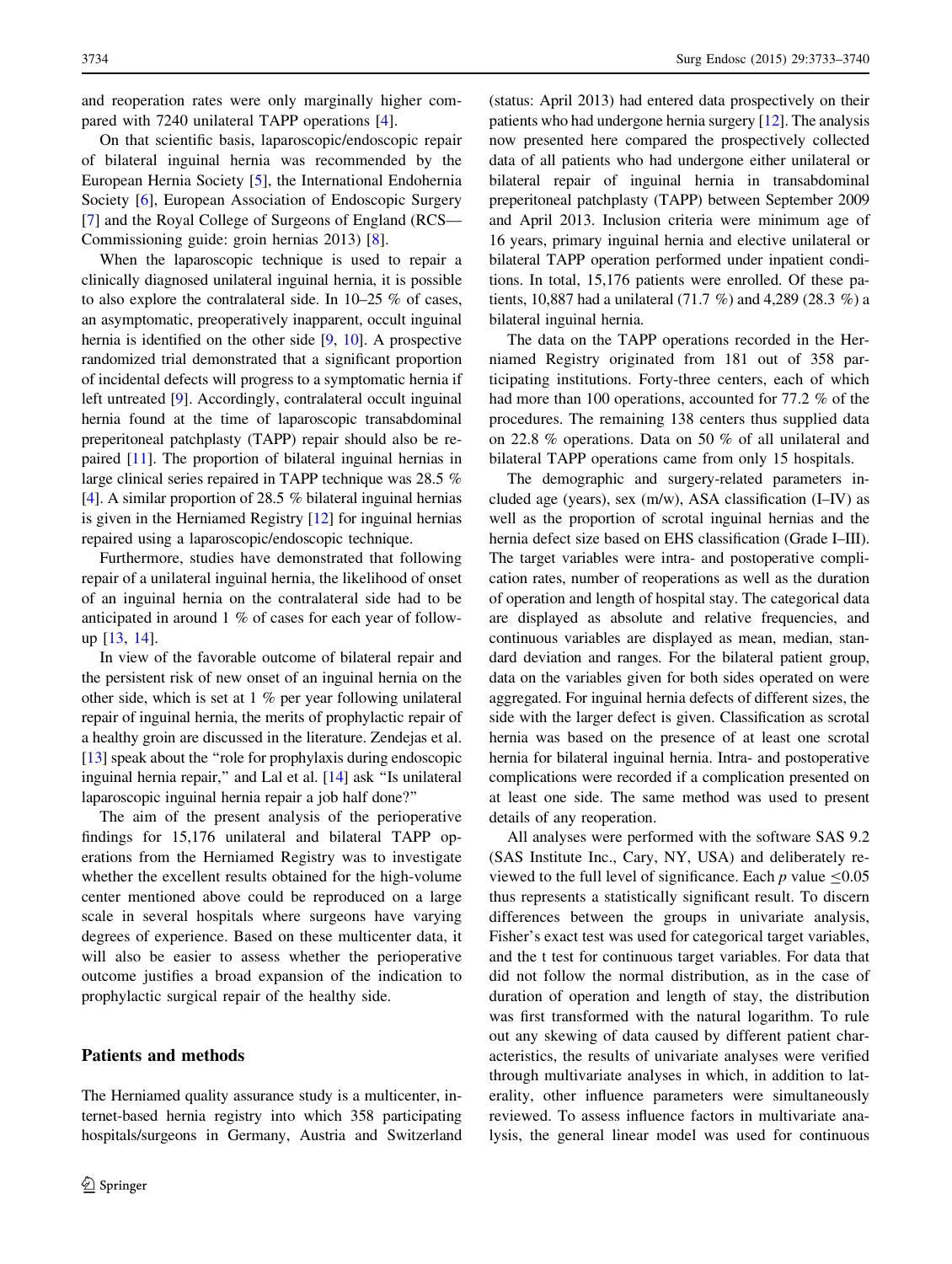and reoperation rates were only marginally higher compared with 7240 unilateral TAPP operations [4].

On that scientific basis, laparoscopic/endoscopic repair of bilateral inguinal hernia was recommended by the European Hernia Society [5], the International Endohernia Society [6], European Association of Endoscopic Surgery [7] and the Royal College of Surgeons of England (RCS—Commissioning guide: groin hernias 2013) [8].

When the laparoscopic technique is used to repair a clinically diagnosed unilateral inguinal hernia, it is possible to also explore the contralateral side. In 10–25 % of cases, an asymptomatic, preoperatively inapparent, occult inguinal hernia is identified on the other side [9, 10]. A prospective randomized trial demonstrated that a significant proportion of incidental defects will progress to a symptomatic hernia if left untreated [9]. Accordingly, contralateral occult inguinal hernia found at the time of laparoscopic transabdominal preperitoneal patchplasty (TAPP) repair should also be repaired [11]. The proportion of bilateral inguinal hernias in large clinical series repaired in TAPP technique was 28.5 % [4]. A similar proportion of 28.5 % bilateral inguinal hernias is given in the Herniamed Registry [12] for inguinal hernias repaired using a laparoscopic/endoscopic technique.

Furthermore, studies have demonstrated that following repair of a unilateral inguinal hernia, the likelihood of onset of an inguinal hernia on the contralateral side had to be anticipated in around 1 % of cases for each year of follow-up [13, 14].

In view of the favorable outcome of bilateral repair and the persistent risk of new onset of an inguinal hernia on the other side, which is set at 1 % per year following unilateral repair of inguinal hernia, the merits of prophylactic repair of a healthy groin are discussed in the literature. Zendejas et al. [13] speak about the "role for prophylaxis during endoscopic inguinal hernia repair," and Lal et al. [14] ask "Is unilateral laparoscopic inguinal hernia repair a job half done?"

The aim of the present analysis of the perioperative findings for 15,176 unilateral and bilateral TAPP operations from the Herniamed Registry was to investigate whether the excellent results obtained for the high-volume center mentioned above could be reproduced on a large scale in several hospitals where surgeons have varying degrees of experience. Based on these multicenter data, it will also be easier to assess whether the perioperative outcome justifies a broad expansion of the indication to prophylactic surgical repair of the healthy side.

## Patients and methods

The Herniamed quality assurance study is a multicenter, internet-based hernia registry into which 358 participating hospitals/surgeons in Germany, Austria and Switzerland (status: April 2013) had entered data prospectively on their patients who had undergone hernia surgery [12]. The analysis now presented here compared the prospectively collected data of all patients who had undergone either unilateral or bilateral repair of inguinal hernia in transabdominal preperitoneal patchplasty (TAPP) between September 2009 and April 2013. Inclusion criteria were minimum age of 16 years, primary inguinal hernia and elective unilateral or bilateral TAPP operation performed under inpatient conditions. In total, 15,176 patients were enrolled. Of these patients, 10,887 had a unilateral (71.7 %) and 4,289 (28.3 %) a bilateral inguinal hernia.

The data on the TAPP operations recorded in the Herniamed Registry originated from 181 out of 358 participating institutions. Forty-three centers, each of which had more than 100 operations, accounted for 77.2 % of the procedures. The remaining 138 centers thus supplied data on 22.8 % operations. Data on 50 % of all unilateral and bilateral TAPP operations came from only 15 hospitals.

The demographic and surgery-related parameters included age (years), sex (m/w), ASA classification (I–IV) as well as the proportion of scrotal inguinal hernias and the hernia defect size based on EHS classification (Grade I–III). The target variables were intra- and postoperative complication rates, number of reoperations as well as the duration of operation and length of hospital stay. The categorical data are displayed as absolute and relative frequencies, and continuous variables are displayed as mean, median, standard deviation and ranges. For the bilateral patient group, data on the variables given for both sides operated on were aggregated. For inguinal hernia defects of different sizes, the side with the larger defect is given. Classification as scrotal hernia was based on the presence of at least one scrotal hernia for bilateral inguinal hernia. Intra- and postoperative complications were recorded if a complication presented on at least one side. The same method was used to present details of any reoperation.

All analyses were performed with the software SAS 9.2 (SAS Institute Inc., Cary, NY, USA) and deliberately reviewed to the full level of significance. Each $p$ value $\leq 0.05$ thus represents a statistically significant result. To discern differences between the groups in univariate analysis, Fisher's exact test was used for categorical target variables, and the t test for continuous target variables. For data that did not follow the normal distribution, as in the case of duration of operation and length of stay, the distribution was first transformed with the natural logarithm. To rule out any skewing of data caused by different patient characteristics, the results of univariate analyses were verified through multivariate analyses in which, in addition to laterality, other influence parameters were simultaneously reviewed. To assess influence factors in multivariate analysis, the general linear model was used for continuous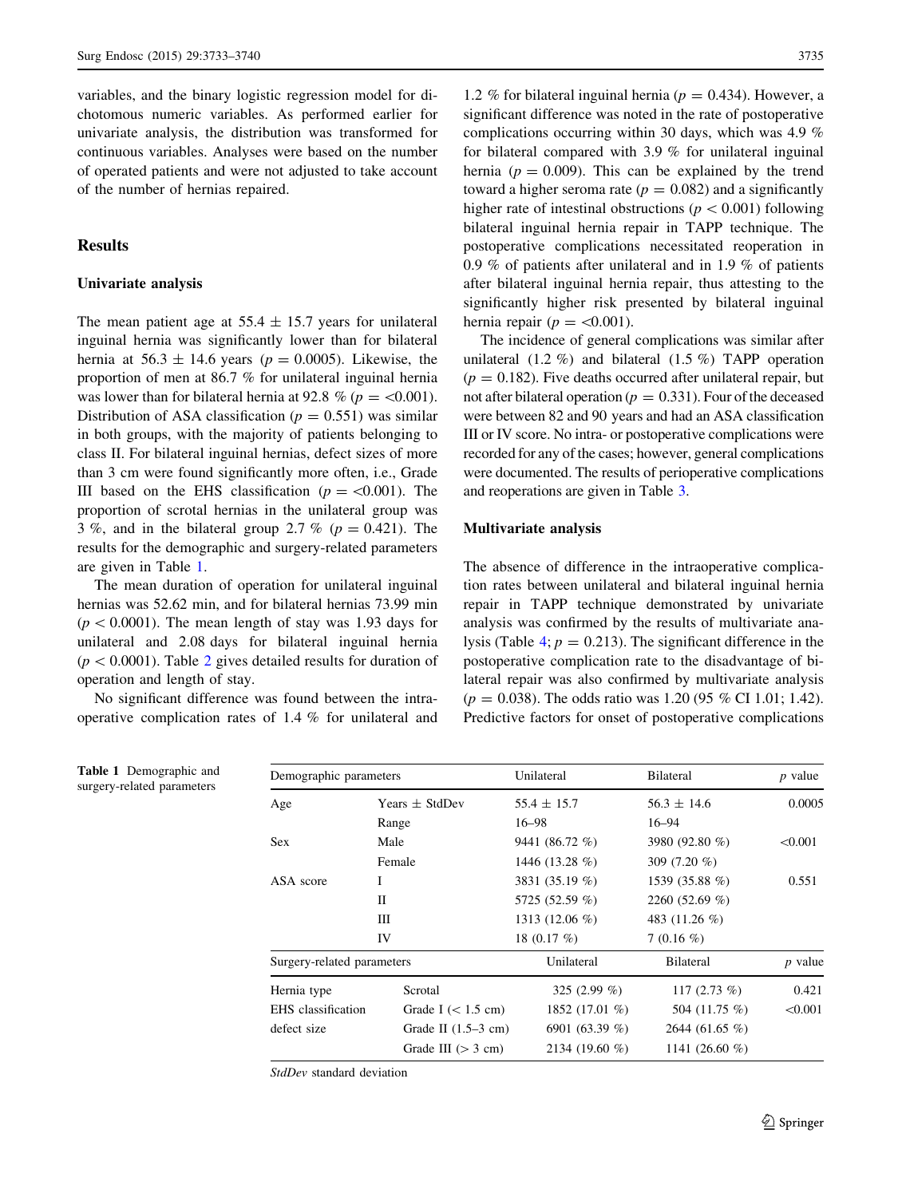variables, and the binary logistic regression model for dichotomous numeric variables. As performed earlier for univariate analysis, the distribution was transformed for continuous variables. Analyses were based on the number of operated patients and were not adjusted to take account of the number of hernias repaired.

## Results

### Univariate analysis

The mean patient age at $55.4 \pm 15.7$ years for unilateral inguinal hernia was significantly lower than for bilateral hernia at $56.3 \pm 14.6$ years ($p = 0.0005$). Likewise, the proportion of men at 86.7 % for unilateral inguinal hernia was lower than for bilateral hernia at 92.8 % ($p = <0.001$). Distribution of ASA classification ($p = 0.551$) was similar in both groups, with the majority of patients belonging to class II. For bilateral inguinal hernias, defect sizes of more than 3 cm were found significantly more often, i.e., Grade III based on the EHS classification ($p = <0.001$). The proportion of scrotal hernias in the unilateral group was 3 %, and in the bilateral group 2.7 % ($p = 0.421$). The results for the demographic and surgery-related parameters are given in Table 1.

The mean duration of operation for unilateral inguinal hernias was 52.62 min, and for bilateral hernias 73.99 min ($p < 0.0001$). The mean length of stay was 1.93 days for unilateral and 2.08 days for bilateral inguinal hernia ($p < 0.0001$). Table 2 gives detailed results for duration of operation and length of stay.

No significant difference was found between the intraoperative complication rates of 1.4 % for unilateral and 1.2 % for bilateral inguinal hernia ($p = 0.434$). However, a significant difference was noted in the rate of postoperative complications occurring within 30 days, which was 4.9 % for bilateral compared with 3.9 % for unilateral inguinal hernia ($p = 0.009$). This can be explained by the trend toward a higher seroma rate ($p = 0.082$) and a significantly higher rate of intestinal obstructions ($p < 0.001$) following bilateral inguinal hernia repair in TAPP technique. The postoperative complications necessitated reoperation in 0.9 % of patients after unilateral and in 1.9 % of patients after bilateral inguinal hernia repair, thus attesting to the significantly higher risk presented by bilateral inguinal hernia repair ($p = <0.001$).

The incidence of general complications was similar after unilateral (1.2 %) and bilateral (1.5 %) TAPP operation ($p = 0.182$). Five deaths occurred after unilateral repair, but not after bilateral operation ($p = 0.331$). Four of the deceased were between 82 and 90 years and had an ASA classification III or IV score. No intra- or postoperative complications were recorded for any of the cases; however, general complications were documented. The results of perioperative complications and reoperations are given in Table 3.

### Multivariate analysis

The absence of difference in the intraoperative complication rates between unilateral and bilateral inguinal hernia repair in TAPP technique demonstrated by univariate analysis was confirmed by the results of multivariate analysis (Table 4; $p = 0.213$). The significant difference in the postoperative complication rate to the disadvantage of bilateral repair was also confirmed by multivariate analysis ($p = 0.038$). The odds ratio was 1.20 (95 % CI 1.01; 1.42). Predictive factors for onset of postoperative complications

**Table 1** Demographic and surgery-related parameters

| Demographic parameters | | Unilateral | Bilateral | p value |
|---|---|---|---|---|
| Age | Years ± StdDev | 55.4 ± 15.7 | 56.3 ± 14.6 | 0.0005 |
| | Range | 16–98 | 16–94 | |
| Sex | Male | 9441 (86.72 %) | 3980 (92.80 %) | <0.001 |
| | Female | 1446 (13.28 %) | 309 (7.20 %) | |
| ASA score | I | 3831 (35.19 %) | 1539 (35.88 %) | 0.551 |
| | II | 5725 (52.59 %) | 2260 (52.69 %) | |
| | III | 1313 (12.06 %) | 483 (11.26 %) | |
| | IV | 18 (0.17 %) | 7 (0.16 %) | |
| **Surgery-related parameters** | | **Unilateral** | **Bilateral** | **p value** |
| Hernia type | Scrotal | 325 (2.99 %) | 117 (2.73 %) | 0.421 |
| EHS classification defect size | Grade I (< 1.5 cm) | 1852 (17.01 %) | 504 (11.75 %) | <0.001 |
| | Grade II (1.5–3 cm) | 6901 (63.39 %) | 2644 (61.65 %) | |
| | Grade III (> 3 cm) | 2134 (19.60 %) | 1141 (26.60 %) | |

*StdDev* standard deviation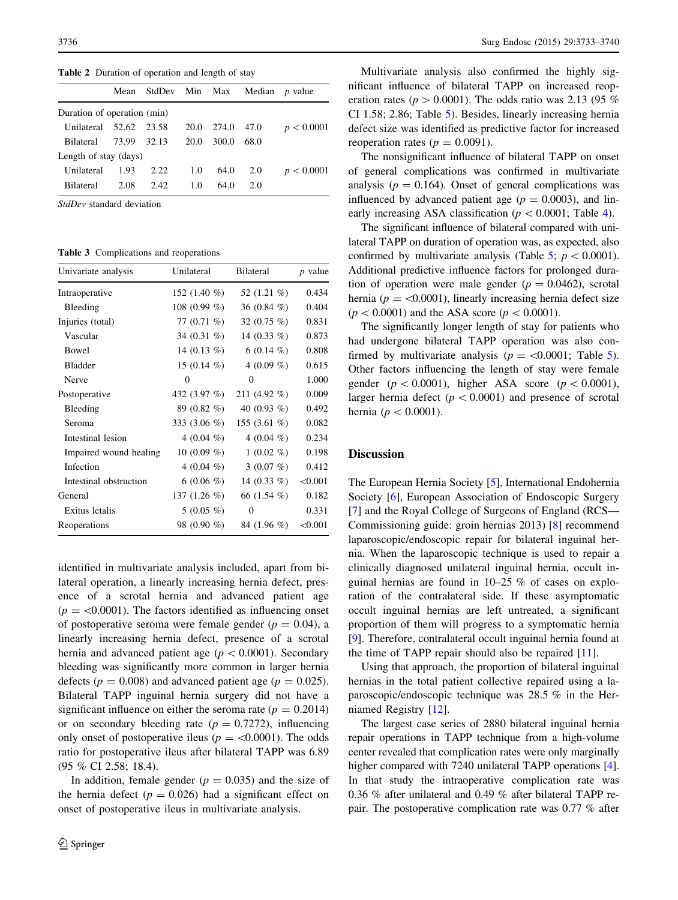**Table 2** Duration of operation and length of stay

| | Mean | StdDev | Min | Max | Median | *p* value |
|---|---|---|---|---|---|---|
| Duration of operation (min) | | | | | | |
| Unilateral | 52.62 | 23.58 | 20.0 | 274.0 | 47.0 | $p < 0.0001$ |
| Bilateral | 73.99 | 32.13 | 20.0 | 300.0 | 68.0 | |
| Length of stay (days) | | | | | | |
| Unilateral | 1.93 | 2.22 | 1.0 | 64.0 | 2.0 | $p < 0.0001$ |
| Bilateral | 2.08 | 2.42 | 1.0 | 64.0 | 2.0 | |

*StdDev* standard deviation

**Table 3** Complications and reoperations

| Univariate analysis | Unilateral | Bilateral | *p* value |
|---|---|---|---|
| Intraoperative | 152 (1.40 %) | 52 (1.21 %) | 0.434 |
| Bleeding | 108 (0.99 %) | 36 (0.84 %) | 0.404 |
| Injuries (total) | 77 (0.71 %) | 32 (0.75 %) | 0.831 |
| Vascular | 34 (0.31 %) | 14 (0.33 %) | 0.873 |
| Bowel | 14 (0.13 %) | 6 (0.14 %) | 0.808 |
| Bladder | 15 (0.14 %) | 4 (0.09 %) | 0.615 |
| Nerve | 0 | 0 | 1.000 |
| Postoperative | 432 (3.97 %) | 211 (4.92 %) | 0.009 |
| Bleeding | 89 (0.82 %) | 40 (0.93 %) | 0.492 |
| Seroma | 333 (3.06 %) | 155 (3.61 %) | 0.082 |
| Intestinal lesion | 4 (0.04 %) | 4 (0.04 %) | 0.234 |
| Impaired wound healing | 10 (0.09 %) | 1 (0.02 %) | 0.198 |
| Infection | 4 (0.04 %) | 3 (0.07 %) | 0.412 |
| Intestinal obstruction | 6 (0.06 %) | 14 (0.33 %) | <0.001 |
| General | 137 (1.26 %) | 66 (1.54 %) | 0.182 |
| Exitus letalis | 5 (0.05 %) | 0 | 0.331 |
| Reoperations | 98 (0.90 %) | 84 (1.96 %) | <0.001 |

identified in multivariate analysis included, apart from bilateral operation, a linearly increasing hernia defect, presence of a scrotal hernia and advanced patient age ($p = <0.0001$). The factors identified as influencing onset of postoperative seroma were female gender ($p = 0.04$), a linearly increasing hernia defect, presence of a scrotal hernia and advanced patient age ($p < 0.0001$). Secondary bleeding was significantly more common in larger hernia defects ($p = 0.008$) and advanced patient age ($p = 0.025$). Bilateral TAPP inguinal hernia surgery did not have a significant influence on either the seroma rate ($p = 0.2014$) or on secondary bleeding rate ($p = 0.7272$), influencing only onset of postoperative ileus ($p = <0.0001$). The odds ratio for postoperative ileus after bilateral TAPP was 6.89 (95 % CI 2.58; 18.4).

In addition, female gender ($p = 0.035$) and the size of the hernia defect ($p = 0.026$) had a significant effect on onset of postoperative ileus in multivariate analysis.

Multivariate analysis also confirmed the highly significant influence of bilateral TAPP on increased reoperation rates ($p > 0.0001$). The odds ratio was 2.13 (95 % CI 1.58; 2.86; Table 5). Besides, linearly increasing hernia defect size was identified as predictive factor for increased reoperation rates ($p = 0.0091$).

The nonsignificant influence of bilateral TAPP on onset of general complications was confirmed in multivariate analysis ($p = 0.164$). Onset of general complications was influenced by advanced patient age ($p = 0.0003$), and linearly increasing ASA classification ($p < 0.0001$; Table 4).

The significant influence of bilateral compared with unilateral TAPP on duration of operation was, as expected, also confirmed by multivariate analysis (Table 5; $p < 0.0001$). Additional predictive influence factors for prolonged duration of operation were male gender ($p = 0.0462$), scrotal hernia ($p = <0.0001$), linearly increasing hernia defect size ($p < 0.0001$) and the ASA score ($p < 0.0001$).

The significantly longer length of stay for patients who had undergone bilateral TAPP operation was also confirmed by multivariate analysis ($p = <0.0001$; Table 5). Other factors influencing the length of stay were female gender ($p < 0.0001$), higher ASA score ($p < 0.0001$), larger hernia defect ($p < 0.0001$) and presence of scrotal hernia ($p < 0.0001$).

## Discussion

The European Hernia Society [5], International Endohernia Society [6], European Association of Endoscopic Surgery [7] and the Royal College of Surgeons of England (RCS—Commissioning guide: groin hernias 2013) [8] recommend laparoscopic/endoscopic repair for bilateral inguinal hernia. When the laparoscopic technique is used to repair a clinically diagnosed unilateral inguinal hernia, occult inguinal hernias are found in 10–25 % of cases on exploration of the contralateral side. If these asymptomatic occult inguinal hernias are left untreated, a significant proportion of them will progress to a symptomatic hernia [9]. Therefore, contralateral occult inguinal hernia found at the time of TAPP repair should also be repaired [11].

Using that approach, the proportion of bilateral inguinal hernias in the total patient collective repaired using a laparoscopic/endoscopic technique was 28.5 % in the Herniamed Registry [12].

The largest case series of 2880 bilateral inguinal hernia repair operations in TAPP technique from a high-volume center revealed that complication rates were only marginally higher compared with 7240 unilateral TAPP operations [4]. In that study the intraoperative complication rate was 0.36 % after unilateral and 0.49 % after bilateral TAPP repair. The postoperative complication rate was 0.77 % after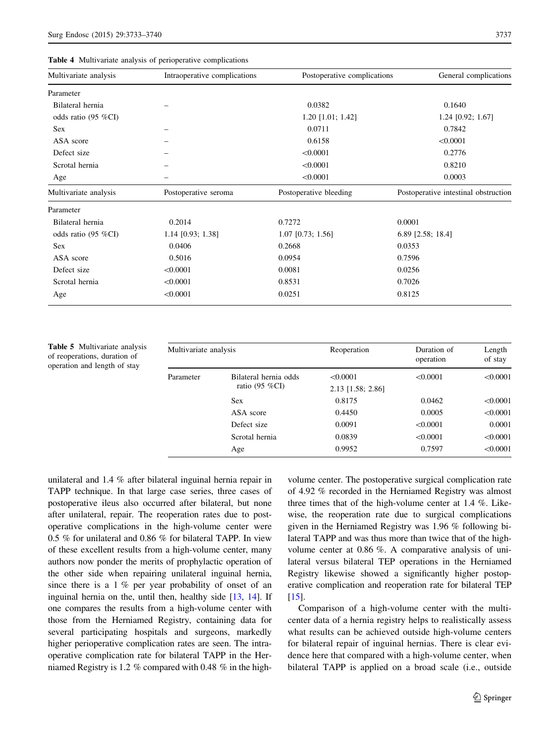**Table 4** Multivariate analysis of perioperative complications

| Multivariate analysis | Intraoperative complications | Postoperative complications | General complications |
|---|---|---|---|
| Parameter | | | |
| Bilateral hernia | – | 0.0382 | 0.1640 |
| odds ratio (95 %CI) | | 1.20 [1.01; 1.42] | 1.24 [0.92; 1.67] |
| Sex | – | 0.0711 | 0.7842 |
| ASA score | – | 0.6158 | <0.0001 |
| Defect size | – | <0.0001 | 0.2776 |
| Scrotal hernia | – | <0.0001 | 0.8210 |
| Age | – | <0.0001 | 0.0003 |

| Multivariate analysis | Postoperative seroma | Postoperative bleeding | Postoperative intestinal obstruction |
|---|---|---|---|
| Parameter | | | |
| Bilateral hernia | 0.2014 | 0.7272 | 0.0001 |
| odds ratio (95 %CI) | 1.14 [0.93; 1.38] | 1.07 [0.73; 1.56] | 6.89 [2.58; 18.4] |
| Sex | 0.0406 | 0.2668 | 0.0353 |
| ASA score | 0.5016 | 0.0954 | 0.7596 |
| Defect size | <0.0001 | 0.0081 | 0.0256 |
| Scrotal hernia | <0.0001 | 0.8531 | 0.7026 |
| Age | <0.0001 | 0.0251 | 0.8125 |

**Table 5** Multivariate analysis of reoperations, duration of operation and length of stay

| Multivariate analysis | | Reoperation | Duration of operation | Length of stay |
|---|---|---|---|---|
| Parameter | Bilateral hernia odds ratio (95 %CI) | <0.0001<br>2.13 [1.58; 2.86] | <0.0001 | <0.0001 |
| | Sex | 0.8175 | 0.0462 | <0.0001 |
| | ASA score | 0.4450 | 0.0005 | <0.0001 |
| | Defect size | 0.0091 | <0.0001 | 0.0001 |
| | Scrotal hernia | 0.0839 | <0.0001 | <0.0001 |
| | Age | 0.9952 | 0.7597 | <0.0001 |

unilateral and 1.4 % after bilateral inguinal hernia repair in TAPP technique. In that large case series, three cases of postoperative ileus also occurred after bilateral, but none after unilateral, repair. The reoperation rates due to postoperative complications in the high-volume center were 0.5 % for unilateral and 0.86 % for bilateral TAPP. In view of these excellent results from a high-volume center, many authors now ponder the merits of prophylactic operation of the other side when repairing unilateral inguinal hernia, since there is a 1 % per year probability of onset of an inguinal hernia on the, until then, healthy side [13, 14]. If one compares the results from a high-volume center with those from the Herniamed Registry, containing data for several participating hospitals and surgeons, markedly higher perioperative complication rates are seen. The intraoperative complication rate for bilateral TAPP in the Herniamed Registry is 1.2 % compared with 0.48 % in the high-volume center. The postoperative surgical complication rate of 4.92 % recorded in the Herniamed Registry was almost three times that of the high-volume center at 1.4 %. Likewise, the reoperation rate due to surgical complications given in the Herniamed Registry was 1.96 % following bilateral TAPP and was thus more than twice that of the high-volume center at 0.86 %. A comparative analysis of unilateral versus bilateral TEP operations in the Herniamed Registry likewise showed a significantly higher postoperative complication and reoperation rate for bilateral TEP [15].

Comparison of a high-volume center with the multicenter data of a hernia registry helps to realistically assess what results can be achieved outside high-volume centers for bilateral repair of inguinal hernias. There is clear evidence here that compared with a high-volume center, when bilateral TAPP is applied on a broad scale (i.e., outside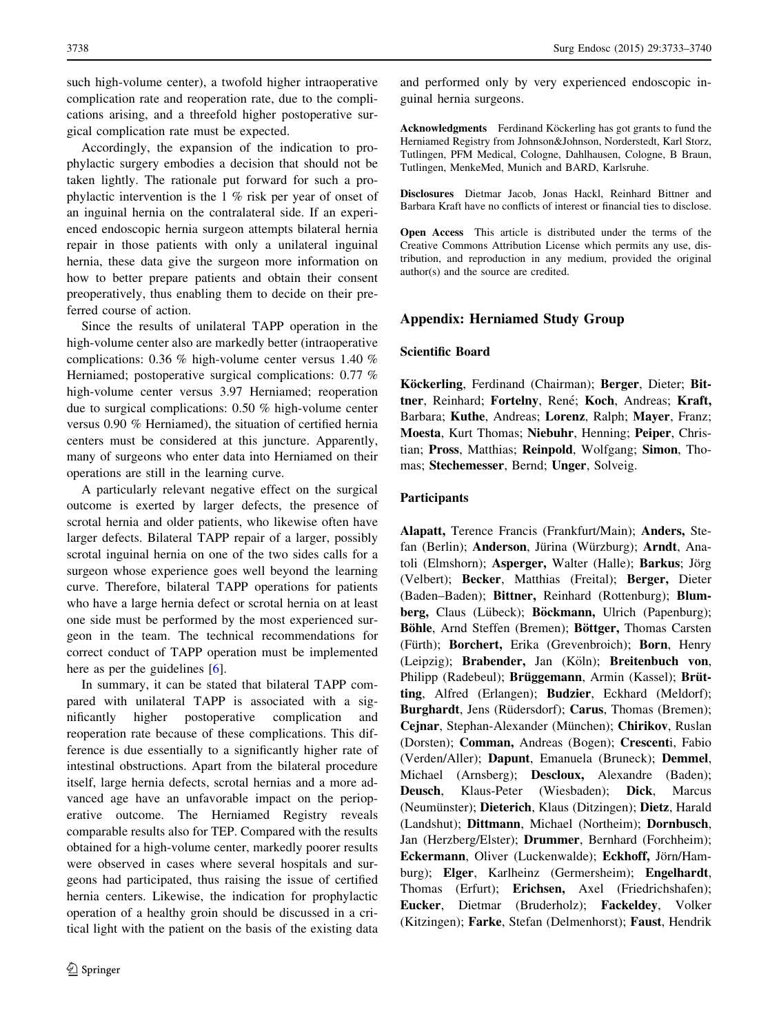such high-volume center), a twofold higher intraoperative complication rate and reoperation rate, due to the complications arising, and a threefold higher postoperative surgical complication rate must be expected.

Accordingly, the expansion of the indication to prophylactic surgery embodies a decision that should not be taken lightly. The rationale put forward for such a prophylactic intervention is the 1 % risk per year of onset of an inguinal hernia on the contralateral side. If an experienced endoscopic hernia surgeon attempts bilateral hernia repair in those patients with only a unilateral inguinal hernia, these data give the surgeon more information on how to better prepare patients and obtain their consent preoperatively, thus enabling them to decide on their preferred course of action.

Since the results of unilateral TAPP operation in the high-volume center also are markedly better (intraoperative complications: 0.36 % high-volume center versus 1.40 % Herniamed; postoperative surgical complications: 0.77 % high-volume center versus 3.97 Herniamed; reoperation due to surgical complications: 0.50 % high-volume center versus 0.90 % Herniamed), the situation of certified hernia centers must be considered at this juncture. Apparently, many of surgeons who enter data into Herniamed on their operations are still in the learning curve.

A particularly relevant negative effect on the surgical outcome is exerted by larger defects, the presence of scrotal hernia and older patients, who likewise often have larger defects. Bilateral TAPP repair of a larger, possibly scrotal inguinal hernia on one of the two sides calls for a surgeon whose experience goes well beyond the learning curve. Therefore, bilateral TAPP operations for patients who have a large hernia defect or scrotal hernia on at least one side must be performed by the most experienced surgeon in the team. The technical recommendations for correct conduct of TAPP operation must be implemented here as per the guidelines [6].

In summary, it can be stated that bilateral TAPP compared with unilateral TAPP is associated with a significantly higher postoperative complication and reoperation rate because of these complications. This difference is due essentially to a significantly higher rate of intestinal obstructions. Apart from the bilateral procedure itself, large hernia defects, scrotal hernias and a more advanced age have an unfavorable impact on the perioperative outcome. The Herniamed Registry reveals comparable results also for TEP. Compared with the results obtained for a high-volume center, markedly poorer results were observed in cases where several hospitals and surgeons had participated, thus raising the issue of certified hernia centers. Likewise, the indication for prophylactic operation of a healthy groin should be discussed in a critical light with the patient on the basis of the existing data and performed only by very experienced endoscopic inguinal hernia surgeons.

**Acknowledgments** Ferdinand Köckerling has got grants to fund the Herniamed Registry from Johnson&Johnson, Norderstedt, Karl Storz, Tutlingen, PFM Medical, Cologne, Dahlhausen, Cologne, B Braun, Tutlingen, MenkeMed, Munich and BARD, Karlsruhe.

**Disclosures** Dietmar Jacob, Jonas Hackl, Reinhard Bittner and Barbara Kraft have no conflicts of interest or financial ties to disclose.

**Open Access** This article is distributed under the terms of the Creative Commons Attribution License which permits any use, distribution, and reproduction in any medium, provided the original author(s) and the source are credited.

## Appendix: Herniamed Study Group

### Scientific Board

**Köckerling**, Ferdinand (Chairman); **Berger**, Dieter; **Bittner**, Reinhard; **Fortelny**, René; **Koch**, Andreas; **Kraft,** Barbara; **Kuthe**, Andreas; **Lorenz**, Ralph; **Mayer**, Franz; **Moesta**, Kurt Thomas; **Niebuhr**, Henning; **Peiper**, Christian; **Pross**, Matthias; **Reinpold**, Wolfgang; **Simon**, Thomas; **Stechemesser**, Bernd; **Unger**, Solveig.

### Participants

**Alapatt,** Terence Francis (Frankfurt/Main); **Anders,** Stefan (Berlin); **Anderson**, Jürina (Würzburg); **Arndt**, Anatoli (Elmshorn); **Asperger,** Walter (Halle); **Barkus**; Jörg (Velbert); **Becker**, Matthias (Freital); **Berger,** Dieter (Baden–Baden); **Bittner,** Reinhard (Rottenburg); **Blumberg,** Claus (Lübeck); **Böckmann,** Ulrich (Papenburg); **Böhle**, Arnd Steffen (Bremen); **Böttger,** Thomas Carsten (Fürth); **Borchert,** Erika (Grevenbroich); **Born**, Henry (Leipzig); **Brabender,** Jan (Köln); **Breitenbuch von**, Philipp (Radebeul); **Brüggemann**, Armin (Kassel); **Brütting**, Alfred (Erlangen); **Budzier**, Eckhard (Meldorf); **Burghardt**, Jens (Rüdersdorf); **Carus**, Thomas (Bremen); **Cejnar**, Stephan-Alexander (München); **Chirikov**, Ruslan (Dorsten); **Comman,** Andreas (Bogen); **Crescenti**, Fabio (Verden/Aller); **Dapunt**, Emanuela (Bruneck); **Demmel**, Michael (Arnsberg); **Descloux,** Alexandre (Baden); **Deusch**, Klaus-Peter (Wiesbaden); **Dick**, Marcus (Neumünster); **Dieterich**, Klaus (Ditzingen); **Dietz**, Harald (Landshut); **Dittmann**, Michael (Northeim); **Dornbusch**, Jan (Herzberg/Elster); **Drummer**, Bernhard (Forchheim); **Eckermann**, Oliver (Luckenwalde); **Eckhoff,** Jörn/Hamburg); **Elger**, Karlheinz (Germersheim); **Engelhardt**, Thomas (Erfurt); **Erichsen,** Axel (Friedrichshafen); **Eucker**, Dietmar (Bruderholz); **Fackeldey**, Volker (Kitzingen); **Farke**, Stefan (Delmenhorst); **Faust**, Hendrik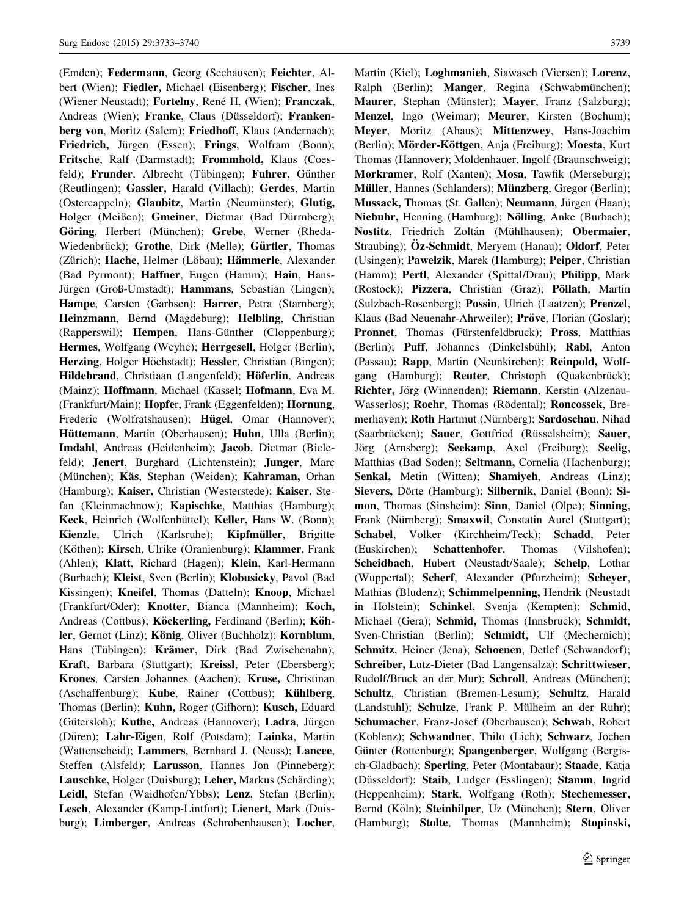(Emden); **Federmann**, Georg (Seehausen); **Feichter**, Albert (Wien); **Fiedler,** Michael (Eisenberg); **Fischer**, Ines (Wiener Neustadt); **Fortelny**, René H. (Wien); **Franczak**, Andreas (Wien); **Franke**, Claus (Düsseldorf); **Frankenberg von**, Moritz (Salem); **Friedhoff**, Klaus (Andernach); **Friedrich,** Jürgen (Essen); **Frings**, Wolfram (Bonn); **Fritsche**, Ralf (Darmstadt); **Frommhold,** Klaus (Coesfeld); **Frunder**, Albrecht (Tübingen); **Fuhrer**, Günther (Reutlingen); **Gassler,** Harald (Villach); **Gerdes**, Martin (Ostercappeln); **Glaubitz**, Martin (Neumünster); **Glutig,** Holger (Meißen); **Gmeiner**, Dietmar (Bad Dürrnberg); **Göring**, Herbert (München); **Grebe**, Werner (Rheda-Wiedenbrück); **Grothe**, Dirk (Melle); **Gürtler**, Thomas (Zürich); **Hache**, Helmer (Löbau); **Hämmerle**, Alexander (Bad Pyrmont); **Haffner**, Eugen (Hamm); **Hain**, Hans-Jürgen (Groß-Umstadt); **Hammans**, Sebastian (Lingen); **Hampe**, Carsten (Garbsen); **Harrer**, Petra (Starnberg); **Heinzmann**, Bernd (Magdeburg); **Helbling**, Christian (Rapperswil); **Hempen**, Hans-Günther (Cloppenburg); **Hermes**, Wolfgang (Weyhe); **Herrgesell**, Holger (Berlin); **Herzing**, Holger Höchstadt); **Hessler**, Christian (Bingen); **Hildebrand**, Christiaan (Langenfeld); **Höferlin**, Andreas (Mainz); **Hoffmann**, Michael (Kassel; **Hofmann**, Eva M. (Frankfurt/Main); **Hopfe**r, Frank (Eggenfelden); **Hornung**, Frederic (Wolfratshausen); **Hügel**, Omar (Hannover); **Hüttemann**, Martin (Oberhausen); **Huhn**, Ulla (Berlin); **Imdahl**, Andreas (Heidenheim); **Jacob**, Dietmar (Bielefeld); **Jenert**, Burghard (Lichtenstein); **Junger**, Marc (München); **Käs**, Stephan (Weiden); **Kahraman,** Orhan (Hamburg); **Kaiser,** Christian (Westerstede); **Kaiser**, Stefan (Kleinmachnow); **Kapischke**, Matthias (Hamburg); **Keck**, Heinrich (Wolfenbüttel); **Keller,** Hans W. (Bonn); **Kienzle**, Ulrich (Karlsruhe); **Kipfmüller**, Brigitte (Köthen); **Kirsch**, Ulrike (Oranienburg); **Klammer**, Frank (Ahlen); **Klatt**, Richard (Hagen); **Klein**, Karl-Hermann (Burbach); **Kleist**, Sven (Berlin); **Klobusicky**, Pavol (Bad Kissingen); **Kneifel**, Thomas (Datteln); **Knoop**, Michael (Frankfurt/Oder); **Knotter**, Bianca (Mannheim); **Koch,** Andreas (Cottbus); **Köckerling,** Ferdinand (Berlin); **Köhler**, Gernot (Linz); **König**, Oliver (Buchholz); **Kornblum**, Hans (Tübingen); **Krämer**, Dirk (Bad Zwischenahn); **Kraft**, Barbara (Stuttgart); **Kreissl**, Peter (Ebersberg); **Krones**, Carsten Johannes (Aachen); **Kruse,** Christinan (Aschaffenburg); **Kube**, Rainer (Cottbus); **Kühlberg**, Thomas (Berlin); **Kuhn,** Roger (Gifhorn); **Kusch,** Eduard (Gütersloh); **Kuthe,** Andreas (Hannover); **Ladra**, Jürgen (Düren); **Lahr-Eigen**, Rolf (Potsdam); **Lainka**, Martin (Wattenscheid); **Lammers**, Bernhard J. (Neuss); **Lancee**, Steffen (Alsfeld); **Larusson**, Hannes Jon (Pinneberg); **Lauschke**, Holger (Duisburg); **Leher,** Markus (Schärding); **Leidl**, Stefan (Waidhofen/Ybbs); **Lenz**, Stefan (Berlin); **Lesch**, Alexander (Kamp-Lintfort); **Lienert**, Mark (Duisburg); **Limberger**, Andreas (Schrobenhausen); **Locher**, Martin (Kiel); **Loghmanieh**, Siawasch (Viersen); **Lorenz**, Ralph (Berlin); **Manger**, Regina (Schwabmünchen); **Maurer**, Stephan (Münster); **Mayer**, Franz (Salzburg); **Menzel**, Ingo (Weimar); **Meurer**, Kirsten (Bochum); **Meyer**, Moritz (Ahaus); **Mittenzwey**, Hans-Joachim (Berlin); **Mörder-Köttgen**, Anja (Freiburg); **Moesta**, Kurt Thomas (Hannover); Moldenhauer, Ingolf (Braunschweig); **Morkramer**, Rolf (Xanten); **Mosa**, Tawfik (Merseburg); **Müller**, Hannes (Schlanders); **Münzberg**, Gregor (Berlin); **Mussack,** Thomas (St. Gallen); **Neumann**, Jürgen (Haan); **Niebuhr,** Henning (Hamburg); **Nölling**, Anke (Burbach); **Nostitz**, Friedrich Zoltán (Mühlhausen); **Obermaier**, Straubing); **Öz-Schmidt**, Meryem (Hanau); **Oldorf**, Peter (Usingen); **Pawelzik**, Marek (Hamburg); **Peiper**, Christian (Hamm); **Pertl**, Alexander (Spittal/Drau); **Philipp**, Mark (Rostock); **Pizzera**, Christian (Graz); **Pöllath**, Martin (Sulzbach-Rosenberg); **Possin**, Ulrich (Laatzen); **Prenzel**, Klaus (Bad Neuenahr-Ahrweiler); **Pröve**, Florian (Goslar); **Pronnet**, Thomas (Fürstenfeldbruck); **Pross**, Matthias (Berlin); **Puff**, Johannes (Dinkelsbühl); **Rabl**, Anton (Passau); **Rapp**, Martin (Neunkirchen); **Reinpold,** Wolfgang (Hamburg); **Reuter**, Christoph (Quakenbrück); **Richter,** Jörg (Winnenden); **Riemann**, Kerstin (Alzenau-Wasserlos); **Roehr**, Thomas (Rödental); **Roncossek**, Bremerhaven); **Roth** Hartmut (Nürnberg); **Sardoschau**, Nihad (Saarbrücken); **Sauer**, Gottfried (Rüsselsheim); **Sauer**, Jörg (Arnsberg); **Seekamp**, Axel (Freiburg); **Seelig**, Matthias (Bad Soden); **Seltmann,** Cornelia (Hachenburg); **Senkal,** Metin (Witten); **Shamiyeh**, Andreas (Linz); **Sievers,** Dörte (Hamburg); **Silbernik**, Daniel (Bonn); **Simon**, Thomas (Sinsheim); **Sinn**, Daniel (Olpe); **Sinning**, Frank (Nürnberg); **Smaxwil**, Constatin Aurel (Stuttgart); **Schabel**, Volker (Kirchheim/Teck); **Schadd**, Peter (Euskirchen); **Schattenhofer**, Thomas (Vilshofen); **Scheidbach**, Hubert (Neustadt/Saale); **Schelp**, Lothar (Wuppertal); **Scherf**, Alexander (Pforzheim); **Scheyer**, Mathias (Bludenz); **Schimmelpenning,** Hendrik (Neustadt in Holstein); **Schinkel**, Svenja (Kempten); **Schmid**, Michael (Gera); **Schmid,** Thomas (Innsbruck); **Schmidt**, Sven-Christian (Berlin); **Schmidt,** Ulf (Mechernich); **Schmitz**, Heiner (Jena); **Schoenen**, Detlef (Schwandorf); **Schreiber,** Lutz-Dieter (Bad Langensalza); **Schrittwieser**, Rudolf/Bruck an der Mur); **Schroll**, Andreas (München); **Schultz**, Christian (Bremen-Lesum); **Schultz**, Harald (Landstuhl); **Schulze**, Frank P. Mülheim an der Ruhr); **Schumacher**, Franz-Josef (Oberhausen); **Schwab**, Robert (Koblenz); **Schwandner**, Thilo (Lich); **Schwarz**, Jochen Günter (Rottenburg); **Spangenberger**, Wolfgang (Bergisch-Gladbach); **Sperling**, Peter (Montabaur); **Staade**, Katja (Düsseldorf); **Staib**, Ludger (Esslingen); **Stamm**, Ingrid (Heppenheim); **Stark**, Wolfgang (Roth); **Stechemesser,** Bernd (Köln); **Steinhilper**, Uz (München); **Stern**, Oliver (Hamburg); **Stolte**, Thomas (Mannheim); **Stopinski,**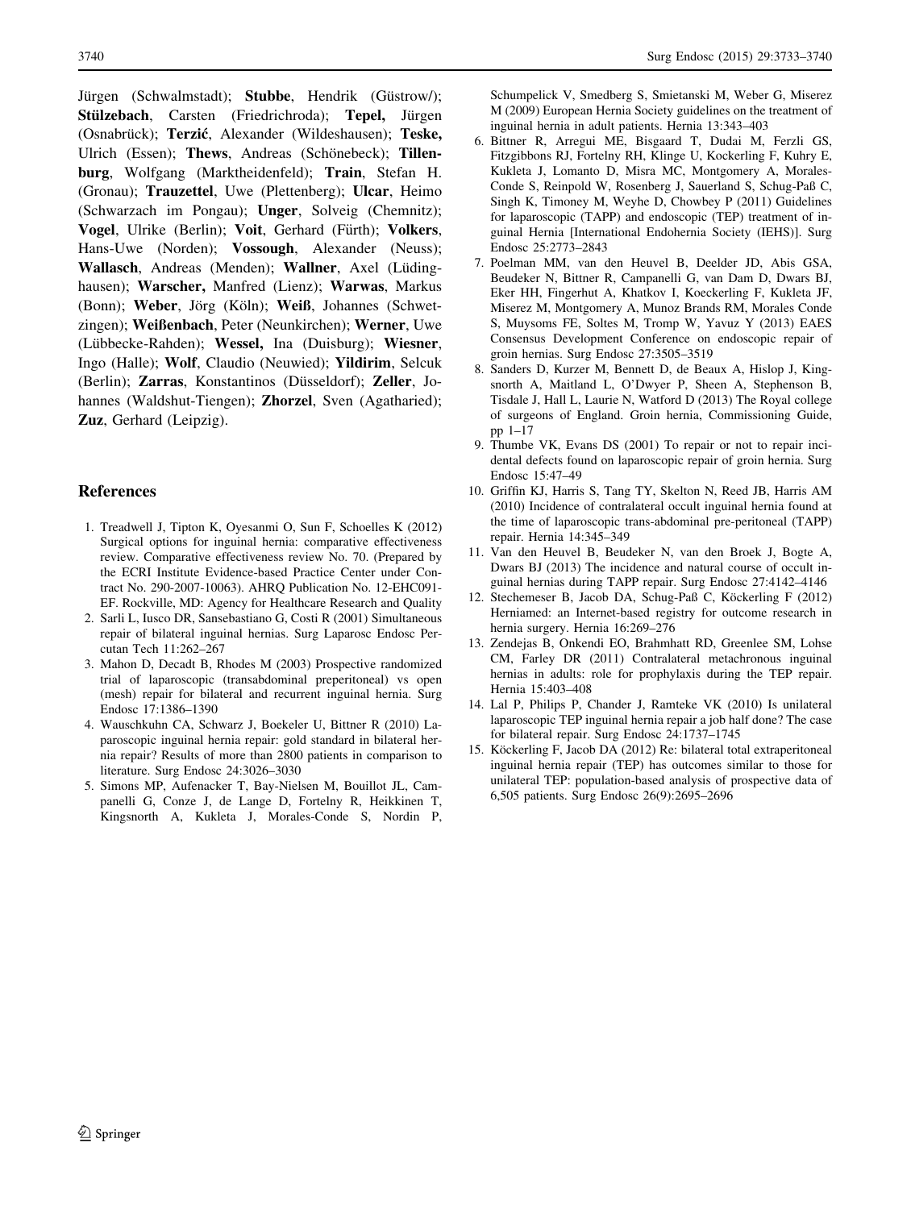Jürgen (Schwalmstadt); **Stubbe**, Hendrik (Güstrow/); **Stülzebach**, Carsten (Friedrichroda); **Tepel,** Jürgen (Osnabrück); **Terzić**, Alexander (Wildeshausen); **Teske,** Ulrich (Essen); **Thews**, Andreas (Schönebeck); **Tillenburg**, Wolfgang (Marktheidenfeld); **Train**, Stefan H. (Gronau); **Trauzettel**, Uwe (Plettenberg); **Ulcar**, Heimo (Schwarzach im Pongau); **Unger**, Solveig (Chemnitz); **Vogel**, Ulrike (Berlin); **Voit**, Gerhard (Fürth); **Volkers**, Hans-Uwe (Norden); **Vossough**, Alexander (Neuss); **Wallasch**, Andreas (Menden); **Wallner**, Axel (Lüdinghausen); **Warscher,** Manfred (Lienz); **Warwas**, Markus (Bonn); **Weber**, Jörg (Köln); **Weiß**, Johannes (Schwetzingen); **Weißenbach**, Peter (Neunkirchen); **Werner**, Uwe (Lübbecke-Rahden); **Wessel,** Ina (Duisburg); **Wiesner**, Ingo (Halle); **Wolf**, Claudio (Neuwied); **Yildirim**, Selcuk (Berlin); **Zarras**, Konstantinos (Düsseldorf); **Zeller**, Johannes (Waldshut-Tiengen); **Zhorzel**, Sven (Agatharied); **Zuz**, Gerhard (Leipzig).

## References

1. Treadwell J, Tipton K, Oyesanmi O, Sun F, Schoelles K (2012) Surgical options for inguinal hernia: comparative effectiveness review. Comparative effectiveness review No. 70. (Prepared by the ECRI Institute Evidence-based Practice Center under Contract No. 290-2007-10063). AHRQ Publication No. 12-EHC091-EF. Rockville, MD: Agency for Healthcare Research and Quality
2. Sarli L, Iusco DR, Sansebastiano G, Costi R (2001) Simultaneous repair of bilateral inguinal hernias. Surg Laparosc Endosc Percutan Tech 11:262–267
3. Mahon D, Decadt B, Rhodes M (2003) Prospective randomized trial of laparoscopic (transabdominal preperitoneal) vs open (mesh) repair for bilateral and recurrent inguinal hernia. Surg Endosc 17:1386–1390
4. Wauschkuhn CA, Schwarz J, Boekeler U, Bittner R (2010) Laparoscopic inguinal hernia repair: gold standard in bilateral hernia repair? Results of more than 2800 patients in comparison to literature. Surg Endosc 24:3026–3030
5. Simons MP, Aufenacker T, Bay-Nielsen M, Bouillot JL, Campanelli G, Conze J, de Lange D, Fortelny R, Heikkinen T, Kingsnorth A, Kukleta J, Morales-Conde S, Nordin P, Schumpelick V, Smedberg S, Smietanski M, Weber G, Miserez M (2009) European Hernia Society guidelines on the treatment of inguinal hernia in adult patients. Hernia 13:343–403
6. Bittner R, Arregui ME, Bisgaard T, Dudai M, Ferzli GS, Fitzgibbons RJ, Fortelny RH, Klinge U, Kockerling F, Kuhry E, Kukleta J, Lomanto D, Misra MC, Montgomery A, Morales-Conde S, Reinpold W, Rosenberg J, Sauerland S, Schug-Paß C, Singh K, Timoney M, Weyhe D, Chowbey P (2011) Guidelines for laparoscopic (TAPP) and endoscopic (TEP) treatment of inguinal Hernia [International Endohernia Society (IEHS)]. Surg Endosc 25:2773–2843
7. Poelman MM, van den Heuvel B, Deelder JD, Abis GSA, Beudeker N, Bittner R, Campanelli G, van Dam D, Dwars BJ, Eker HH, Fingerhut A, Khatkov I, Koeckerling F, Kukleta JF, Miserez M, Montgomery A, Munoz Brands RM, Morales Conde S, Muysoms FE, Soltes M, Tromp W, Yavuz Y (2013) EAES Consensus Development Conference on endoscopic repair of groin hernias. Surg Endosc 27:3505–3519
8. Sanders D, Kurzer M, Bennett D, de Beaux A, Hislop J, Kingsnorth A, Maitland L, O'Dwyer P, Sheen A, Stephenson B, Tisdale J, Hall L, Laurie N, Watford D (2013) The Royal college of surgeons of England. Groin hernia, Commissioning Guide, pp 1–17
9. Thumbe VK, Evans DS (2001) To repair or not to repair incidental defects found on laparoscopic repair of groin hernia. Surg Endosc 15:47–49
10. Griffin KJ, Harris S, Tang TY, Skelton N, Reed JB, Harris AM (2010) Incidence of contralateral occult inguinal hernia found at the time of laparoscopic trans-abdominal pre-peritoneal (TAPP) repair. Hernia 14:345–349
11. Van den Heuvel B, Beudeker N, van den Broek J, Bogte A, Dwars BJ (2013) The incidence and natural course of occult inguinal hernias during TAPP repair. Surg Endosc 27:4142–4146
12. Stechemeser B, Jacob DA, Schug-Paß C, Köckerling F (2012) Herniamed: an Internet-based registry for outcome research in hernia surgery. Hernia 16:269–276
13. Zendejas B, Onkendi EO, Brahmhatt RD, Greenlee SM, Lohse CM, Farley DR (2011) Contralateral metachronous inguinal hernias in adults: role for prophylaxis during the TEP repair. Hernia 15:403–408
14. Lal P, Philips P, Chander J, Ramteke VK (2010) Is unilateral laparoscopic TEP inguinal hernia repair a job half done? The case for bilateral repair. Surg Endosc 24:1737–1745
15. Köckerling F, Jacob DA (2012) Re: bilateral total extraperitoneal inguinal hernia repair (TEP) has outcomes similar to those for unilateral TEP: population-based analysis of prospective data of 6,505 patients. Surg Endosc 26(9):2695–2696